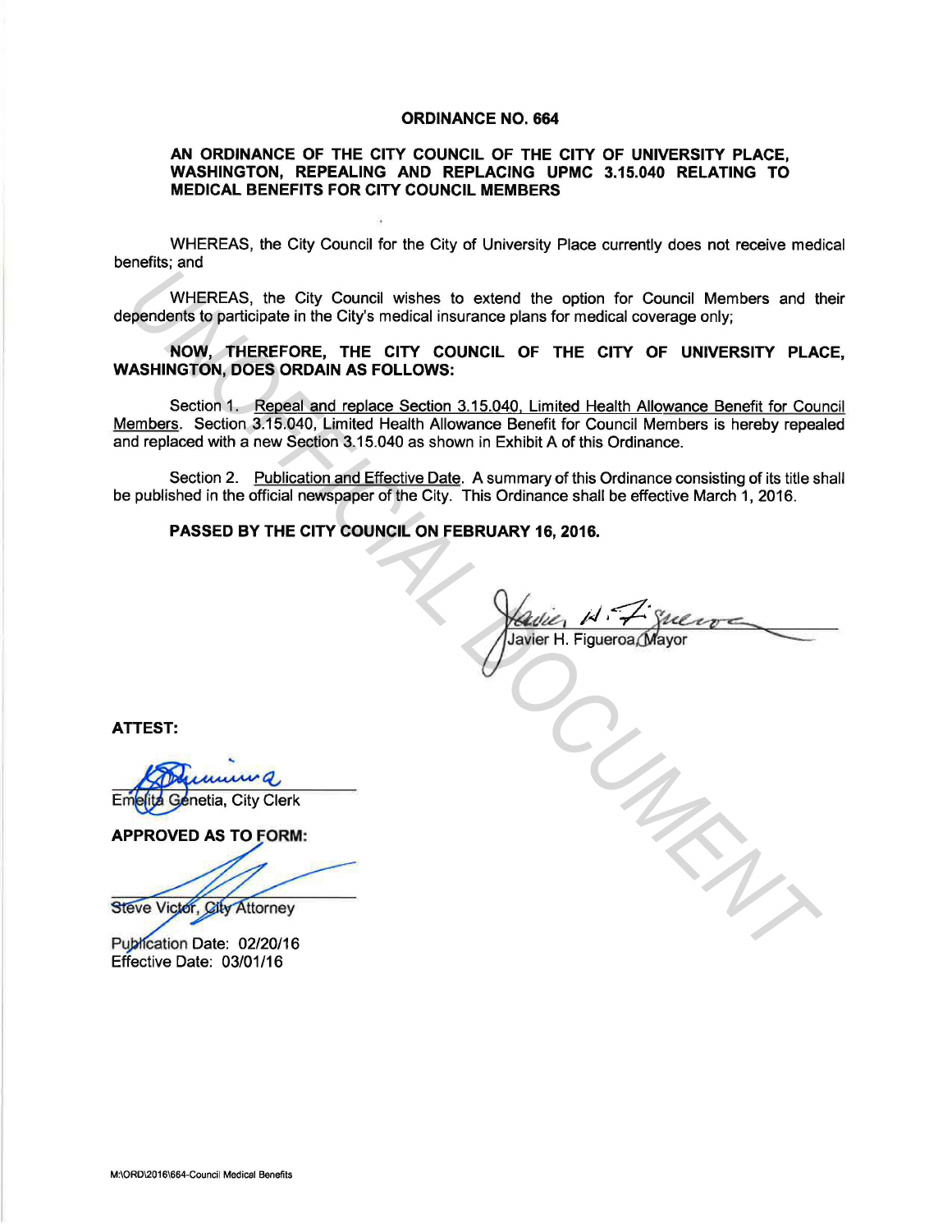# ORDINANCE NO. 664

## AN ORDINANCE OF THE CITY COUNCIL OF THE CITY OF UNIVERSITY PLACE, WASHINGTON, REPEALING AND REPLACING UPMC 3.15.040 RELATING TO MEDICAL BENEFITS FOR CITY COUNCIL MEMBERS

WHEREAS, the City Council for the City of University Place currently does not receive medical benefits; and

WHEREAS, the City Council wishes to extend the option for Council Members and their dependents to participate in the City's medical insurance plans for medical coverage only;

**NOW, THEREFORE, THE CITY COUNCIL OF THE CITY OF UNIVERSITY PLACE, WASHINGTON, DOES ORDAIN AS FOLLOWS:**

Section 1. Repeal and replace Section 3.15.040, Limited Health Allowance Benefit for Council Members. Section 3.15.040, Limited Health Allowance Benefit for Council Members is hereby repealed and replaced with a new Section 3.15.040 as shown in Exhibit A of this Ordinance.

Section 2. Publication and Effective Date. A summary of this Ordinance consisting of its title shall be published in the official newspaper of the City. This Ordinance shall be effective March 1, 2016.

**PASSED BY THE CITY COUNCIL ON FEBRUARY 16, 2016.**

Javier H. Figueroa, Mayor

**ATTEST:**

Emelita Genetia, City Clerk

**APPROVED AS TO FORM:**

Steve Victor, City Attorney

Publication Date: 02/20/16
Effective Date: 03/01/16

M:\ORD\2016\664-Council Medical Benefits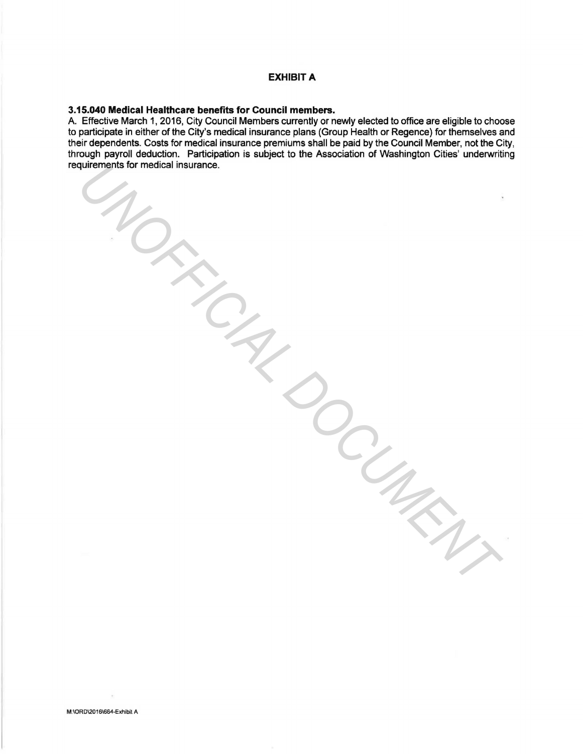# EXHIBIT A

**3.15.040 Medical Healthcare benefits for Council members.**

A. Effective March 1, 2016, City Council Members currently or newly elected to office are eligible to choose to participate in either of the City's medical insurance plans (Group Health or Regence) for themselves and their dependents. Costs for medical insurance premiums shall be paid by the Council Member, not the City, through payroll deduction. Participation is subject to the Association of Washington Cities' underwriting requirements for medical insurance.

UNOFFICIAL DOCUMENT

M:\ORD\2016\664-Exhibit A